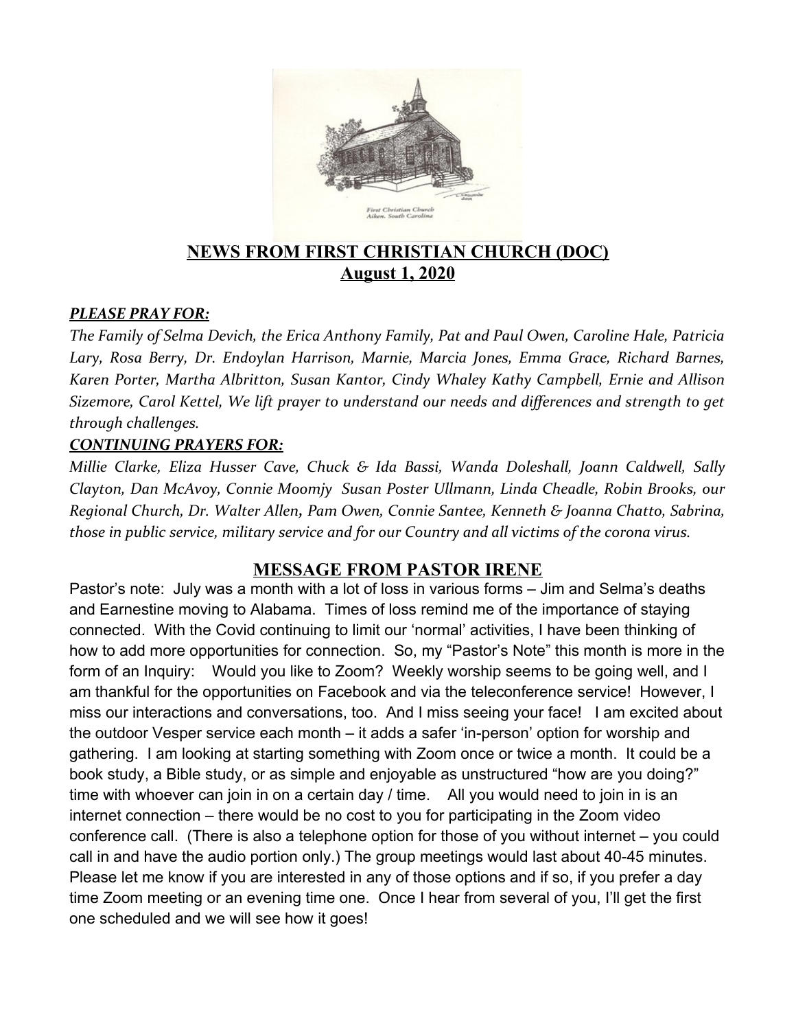# NEWS FROM FIRST CHRISTIAN CHURCH (DOC)
## August 1, 2020

***PLEASE PRAY FOR:***

*The Family of Selma Devich, the Erica Anthony Family, Pat and Paul Owen, Caroline Hale, Patricia Lary, Rosa Berry, Dr. Endoylan Harrison, Marnie, Marcia Jones, Emma Grace, Richard Barnes, Karen Porter, Martha Albritton, Susan Kantor, Cindy Whaley Kathy Campbell, Ernie and Allison Sizemore, Carol Kettel, We lift prayer to understand our needs and differences and strength to get through challenges.*

***CONTINUING PRAYERS FOR:***

*Millie Clarke, Eliza Husser Cave, Chuck & Ida Bassi, Wanda Doleshall, Joann Caldwell, Sally Clayton, Dan McAvoy, Connie Moomjy Susan Poster Ullmann, Linda Cheadle, Robin Brooks, our Regional Church, Dr. Walter Allen, Pam Owen, Connie Santee, Kenneth & Joanna Chatto, Sabrina, those in public service, military service and for our Country and all victims of the corona virus.*

## MESSAGE FROM PASTOR IRENE

Pastor's note: July was a month with a lot of loss in various forms – Jim and Selma's deaths and Earnestine moving to Alabama. Times of loss remind me of the importance of staying connected. With the Covid continuing to limit our 'normal' activities, I have been thinking of how to add more opportunities for connection. So, my "Pastor's Note" this month is more in the form of an Inquiry: Would you like to Zoom? Weekly worship seems to be going well, and I am thankful for the opportunities on Facebook and via the teleconference service! However, I miss our interactions and conversations, too. And I miss seeing your face! I am excited about the outdoor Vesper service each month – it adds a safer 'in-person' option for worship and gathering. I am looking at starting something with Zoom once or twice a month. It could be a book study, a Bible study, or as simple and enjoyable as unstructured "how are you doing?" time with whoever can join in on a certain day / time. All you would need to join in is an internet connection – there would be no cost to you for participating in the Zoom video conference call. (There is also a telephone option for those of you without internet – you could call in and have the audio portion only.) The group meetings would last about 40-45 minutes. Please let me know if you are interested in any of those options and if so, if you prefer a day time Zoom meeting or an evening time one. Once I hear from several of you, I'll get the first one scheduled and we will see how it goes!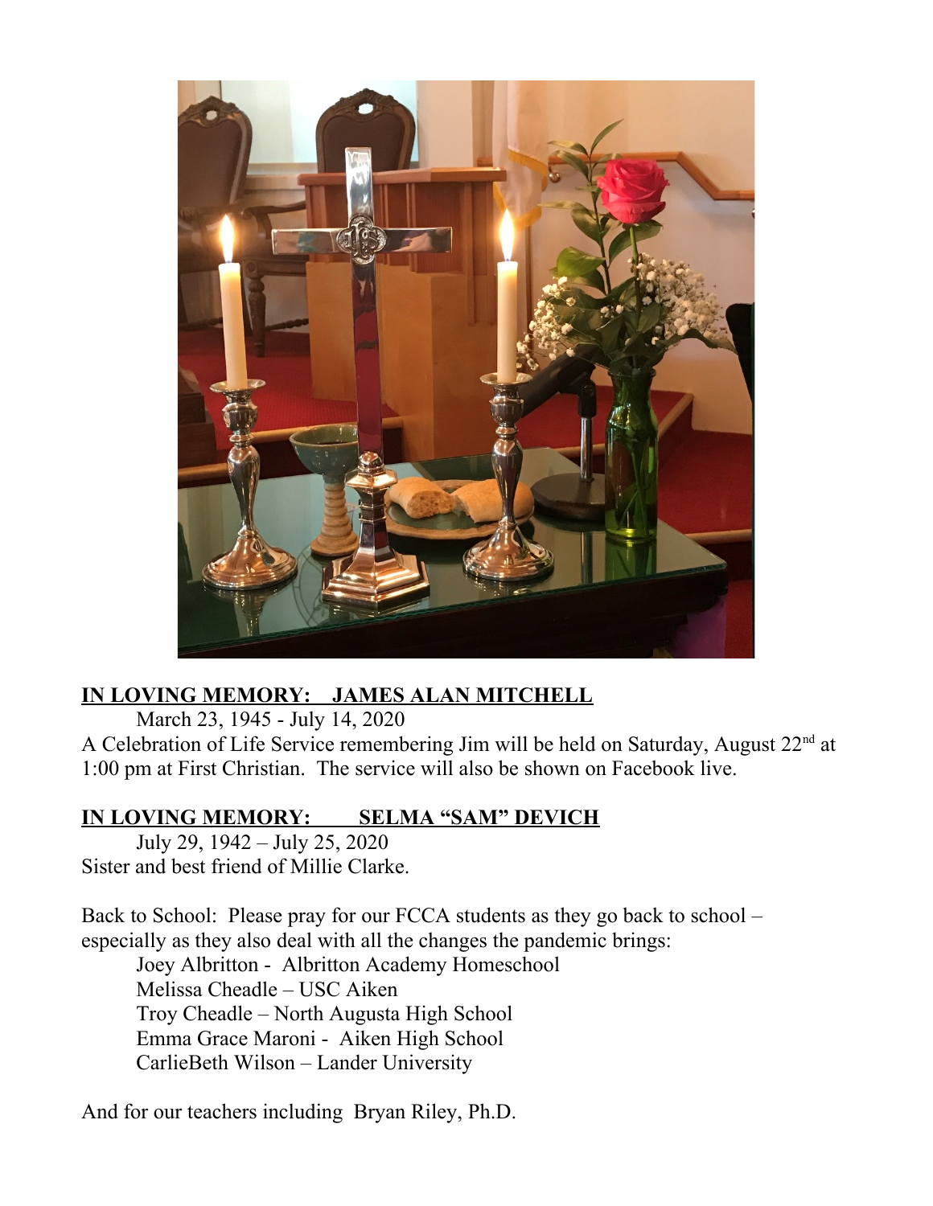**<u>IN LOVING MEMORY: JAMES ALAN MITCHELL</u>**

March 23, 1945 - July 14, 2020

A Celebration of Life Service remembering Jim will be held on Saturday, August 22nd at 1:00 pm at First Christian. The service will also be shown on Facebook live.

**<u>IN LOVING MEMORY: SELMA "SAM" DEVICH</u>**

July 29, 1942 – July 25, 2020

Sister and best friend of Millie Clarke.

Back to School: Please pray for our FCCA students as they go back to school – especially as they also deal with all the changes the pandemic brings:

Joey Albritton - Albritton Academy Homeschool
Melissa Cheadle – USC Aiken
Troy Cheadle – North Augusta High School
Emma Grace Maroni - Aiken High School
CarlieBeth Wilson – Lander University

And for our teachers including Bryan Riley, Ph.D.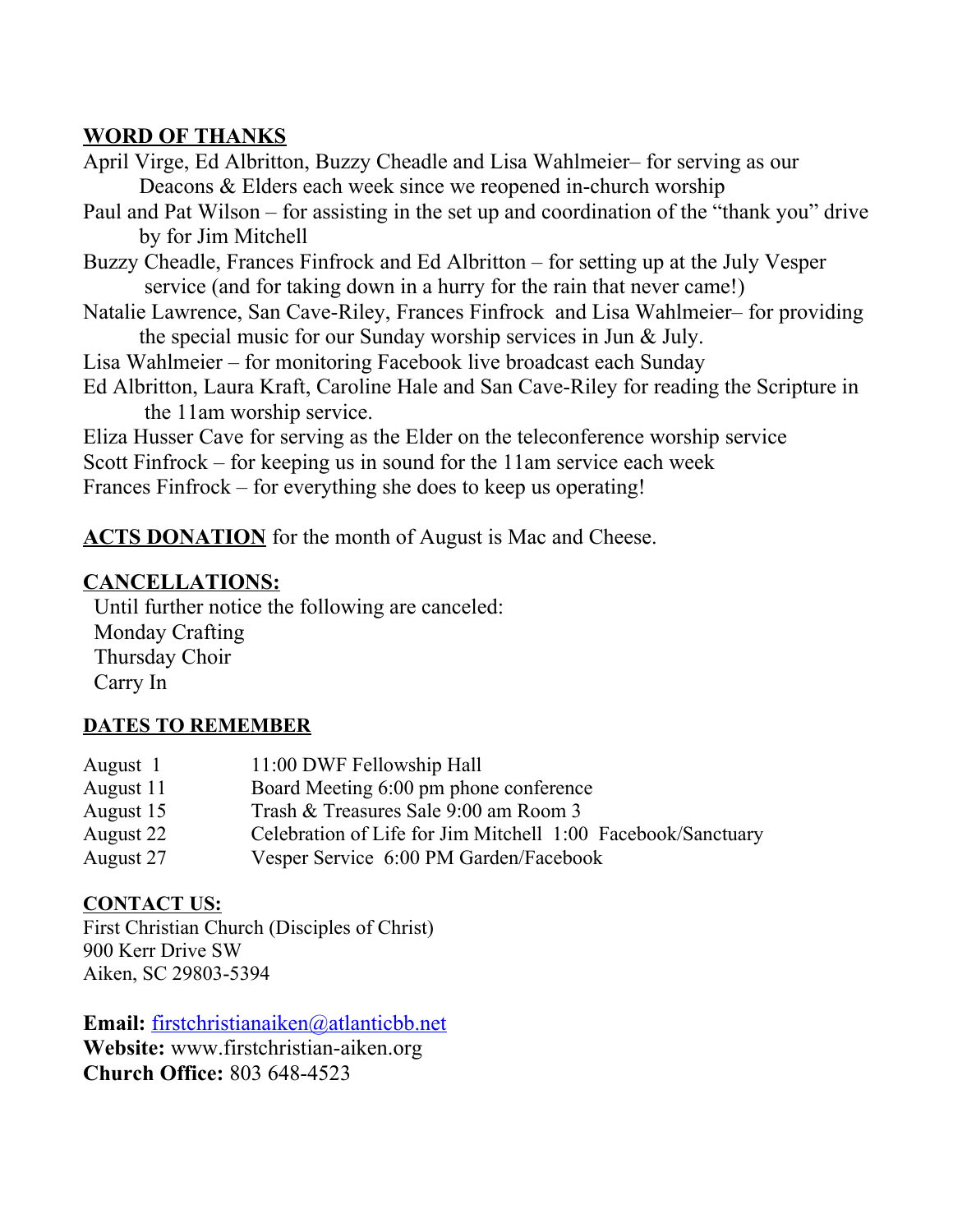**WORD OF THANKS**

April Virge, Ed Albritton, Buzzy Cheadle and Lisa Wahlmeier– for serving as our Deacons & Elders each week since we reopened in-church worship

Paul and Pat Wilson – for assisting in the set up and coordination of the "thank you" drive by for Jim Mitchell

Buzzy Cheadle, Frances Finfrock and Ed Albritton – for setting up at the July Vesper service (and for taking down in a hurry for the rain that never came!)

Natalie Lawrence, San Cave-Riley, Frances Finfrock and Lisa Wahlmeier– for providing the special music for our Sunday worship services in Jun & July.

Lisa Wahlmeier – for monitoring Facebook live broadcast each Sunday

Ed Albritton, Laura Kraft, Caroline Hale and San Cave-Riley for reading the Scripture in the 11am worship service.

Eliza Husser Cave for serving as the Elder on the teleconference worship service

Scott Finfrock – for keeping us in sound for the 11am service each week

Frances Finfrock – for everything she does to keep us operating!

**ACTS DONATION** for the month of August is Mac and Cheese.

**CANCELLATIONS:**

Until further notice the following are canceled:
Monday Crafting
Thursday Choir
Carry In

**DATES TO REMEMBER**

| | |
|---|---|
| August 1 | 11:00 DWF Fellowship Hall |
| August 11 | Board Meeting 6:00 pm phone conference |
| August 15 | Trash & Treasures Sale 9:00 am Room 3 |
| August 22 | Celebration of Life for Jim Mitchell 1:00 Facebook/Sanctuary |
| August 27 | Vesper Service 6:00 PM Garden/Facebook |

**CONTACT US:**

First Christian Church (Disciples of Christ)
900 Kerr Drive SW
Aiken, SC 29803-5394

**Email:** firstchristianaiken@atlanticbb.net
**Website:** www.firstchristian-aiken.org
**Church Office:** 803 648-4523